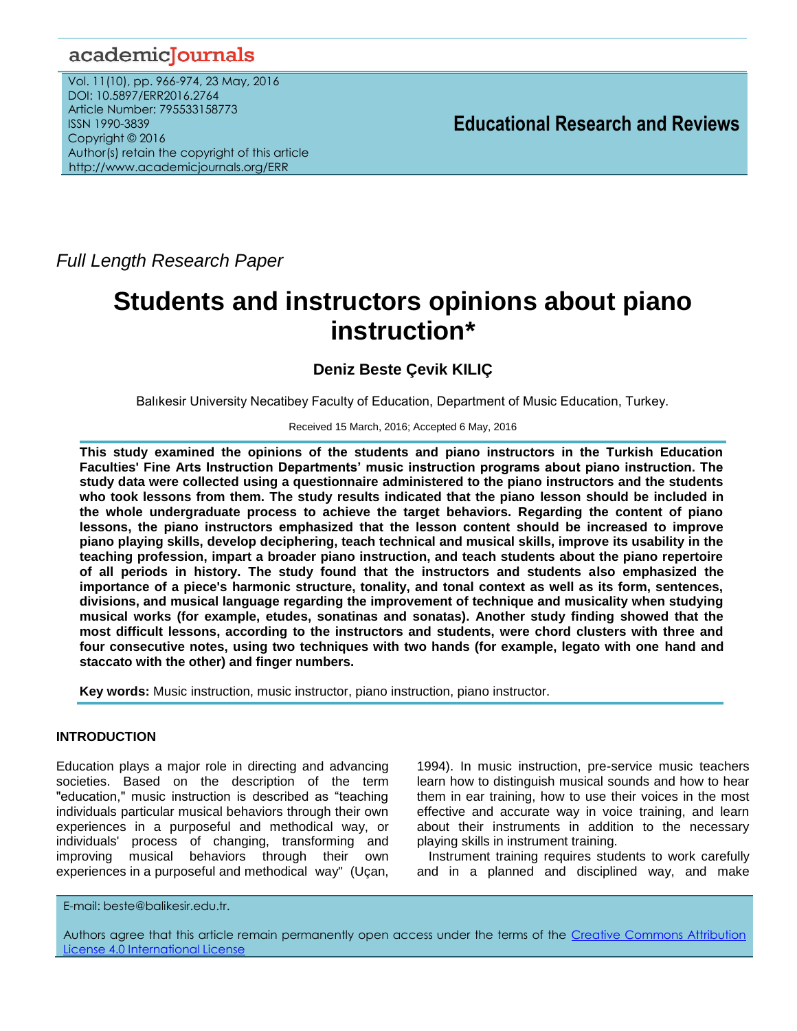*Full Length Research Paper*

# Students and instructors opinions about piano instruction*

**Deniz Beste Çevik KILIÇ**

Balıkesir University Necatibey Faculty of Education, Department of Music Education, Turkey.

Received 15 March, 2016; Accepted 6 May, 2016

**This study examined the opinions of the students and piano instructors in the Turkish Education Faculties' Fine Arts Instruction Departments' music instruction programs about piano instruction. The study data were collected using a questionnaire administered to the piano instructors and the students who took lessons from them. The study results indicated that the piano lesson should be included in the whole undergraduate process to achieve the target behaviors. Regarding the content of piano lessons, the piano instructors emphasized that the lesson content should be increased to improve piano playing skills, develop deciphering, teach technical and musical skills, improve its usability in the teaching profession, impart a broader piano instruction, and teach students about the piano repertoire of all periods in history. The study found that the instructors and students also emphasized the importance of a piece's harmonic structure, tonality, and tonal context as well as its form, sentences, divisions, and musical language regarding the improvement of technique and musicality when studying musical works (for example, etudes, sonatinas and sonatas). Another study finding showed that the most difficult lessons, according to the instructors and students, were chord clusters with three and four consecutive notes, using two techniques with two hands (for example, legato with one hand and staccato with the other) and finger numbers.**

**Key words:** Music instruction, music instructor, piano instruction, piano instructor.

## INTRODUCTION

Education plays a major role in directing and advancing societies. Based on the description of the term "education," music instruction is described as "teaching individuals particular musical behaviors through their own experiences in a purposeful and methodical way, or individuals' process of changing, transforming and improving musical behaviors through their own experiences in a purposeful and methodical way" (Uçan, 1994). In music instruction, pre-service music teachers learn how to distinguish musical sounds and how to hear them in ear training, how to use their voices in the most effective and accurate way in voice training, and learn about their instruments in addition to the necessary playing skills in instrument training.

Instrument training requires students to work carefully and in a planned and disciplined way, and make

E-mail: beste@balikesir.edu.tr.

Authors agree that this article remain permanently open access under the terms of the Creative Commons Attribution License 4.0 International License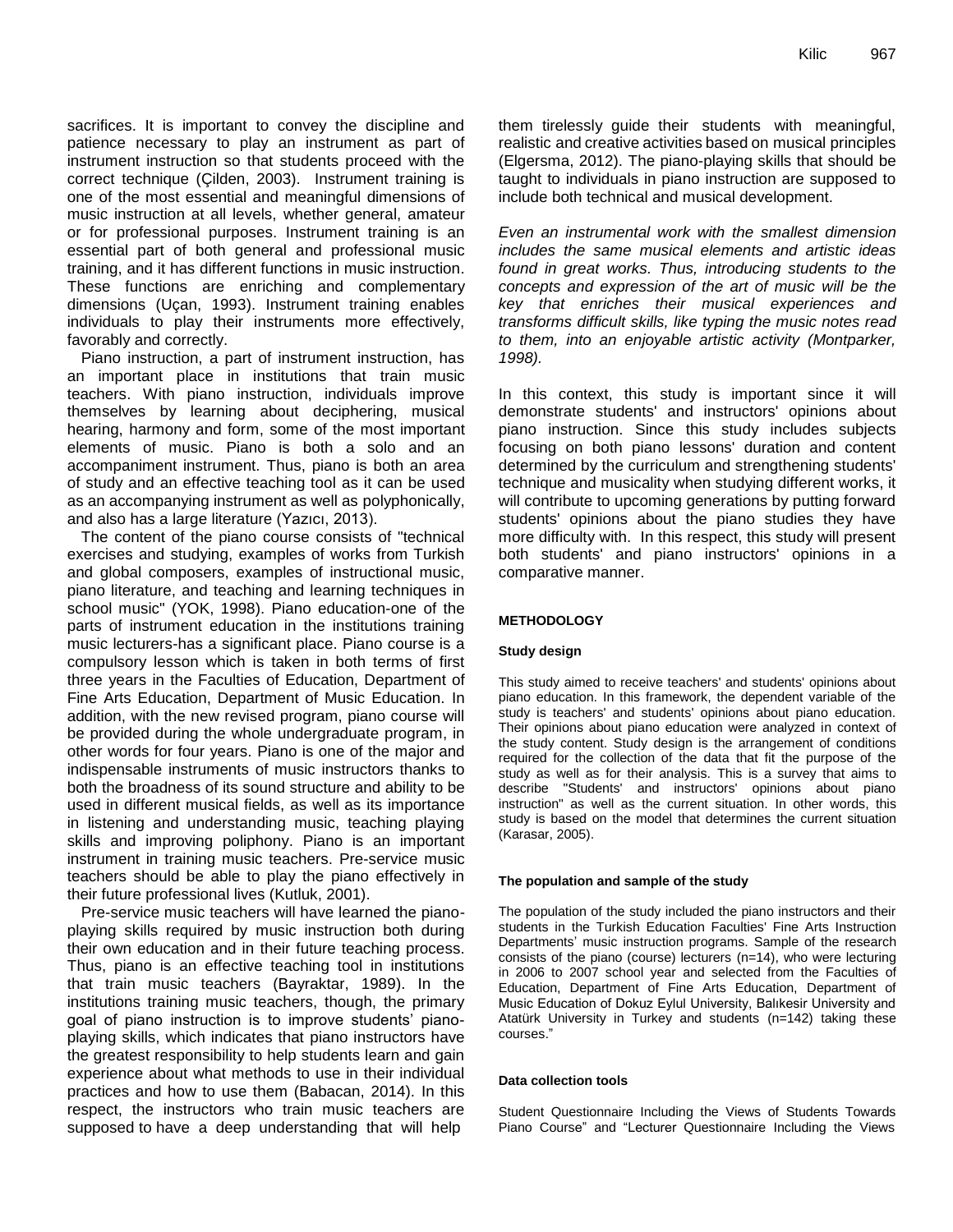sacrifices. It is important to convey the discipline and patience necessary to play an instrument as part of instrument instruction so that students proceed with the correct technique (Çilden, 2003). Instrument training is one of the most essential and meaningful dimensions of music instruction at all levels, whether general, amateur or for professional purposes. Instrument training is an essential part of both general and professional music training, and it has different functions in music instruction. These functions are enriching and complementary dimensions (Uçan, 1993). Instrument training enables individuals to play their instruments more effectively, favorably and correctly.

Piano instruction, a part of instrument instruction, has an important place in institutions that train music teachers. With piano instruction, individuals improve themselves by learning about deciphering, musical hearing, harmony and form, some of the most important elements of music. Piano is both a solo and an accompaniment instrument. Thus, piano is both an area of study and an effective teaching tool as it can be used as an accompanying instrument as well as polyphonically, and also has a large literature (Yazıcı, 2013).

The content of the piano course consists of "technical exercises and studying, examples of works from Turkish and global composers, examples of instructional music, piano literature, and teaching and learning techniques in school music" (YOK, 1998). Piano education-one of the parts of instrument education in the institutions training music lecturers-has a significant place. Piano course is a compulsory lesson which is taken in both terms of first three years in the Faculties of Education, Department of Fine Arts Education, Department of Music Education. In addition, with the new revised program, piano course will be provided during the whole undergraduate program, in other words for four years. Piano is one of the major and indispensable instruments of music instructors thanks to both the broadness of its sound structure and ability to be used in different musical fields, as well as its importance in listening and understanding music, teaching playing skills and improving poliphony. Piano is an important instrument in training music teachers. Pre-service music teachers should be able to play the piano effectively in their future professional lives (Kutluk, 2001).

Pre-service music teachers will have learned the piano-playing skills required by music instruction both during their own education and in their future teaching process. Thus, piano is an effective teaching tool in institutions that train music teachers (Bayraktar, 1989). In the institutions training music teachers, though, the primary goal of piano instruction is to improve students' piano-playing skills, which indicates that piano instructors have the greatest responsibility to help students learn and gain experience about what methods to use in their individual practices and how to use them (Babacan, 2014). In this respect, the instructors who train music teachers are supposed to have a deep understanding that will help them tirelessly guide their students with meaningful, realistic and creative activities based on musical principles (Elgersma, 2012). The piano-playing skills that should be taught to individuals in piano instruction are supposed to include both technical and musical development.

*Even an instrumental work with the smallest dimension includes the same musical elements and artistic ideas found in great works. Thus, introducing students to the concepts and expression of the art of music will be the key that enriches their musical experiences and transforms difficult skills, like typing the music notes read to them, into an enjoyable artistic activity (Montparker, 1998).*

In this context, this study is important since it will demonstrate students' and instructors' opinions about piano instruction. Since this study includes subjects focusing on both piano lessons' duration and content determined by the curriculum and strengthening students' technique and musicality when studying different works, it will contribute to upcoming generations by putting forward students' opinions about the piano studies they have more difficulty with. In this respect, this study will present both students' and piano instructors' opinions in a comparative manner.

## METHODOLOGY

### Study design

This study aimed to receive teachers' and students' opinions about piano education. In this framework, the dependent variable of the study is teachers' and students' opinions about piano education. Their opinions about piano education were analyzed in context of the study content. Study design is the arrangement of conditions required for the collection of the data that fit the purpose of the study as well as for their analysis. This is a survey that aims to describe "Students' and instructors' opinions about piano instruction" as well as the current situation. In other words, this study is based on the model that determines the current situation (Karasar, 2005).

### The population and sample of the study

The population of the study included the piano instructors and their students in the Turkish Education Faculties' Fine Arts Instruction Departments' music instruction programs. Sample of the research consists of the piano (course) lecturers (n=14), who were lecturing in 2006 to 2007 school year and selected from the Faculties of Education, Department of Fine Arts Education, Department of Music Education of Dokuz Eylul University, Balıkesir University and Atatürk University in Turkey and students (n=142) taking these courses."

### Data collection tools

Student Questionnaire Including the Views of Students Towards Piano Course" and "Lecturer Questionnaire Including the Views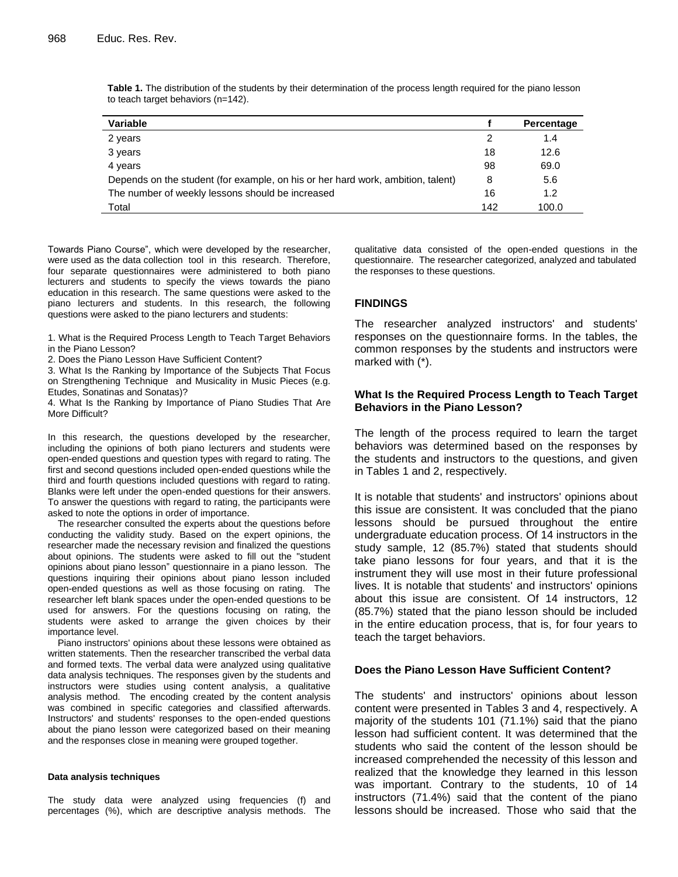**Table 1.** The distribution of the students by their determination of the process length required for the piano lesson to teach target behaviors (n=142).

| Variable | f | Percentage |
|---|---|---|
| 2 years | 2 | 1.4 |
| 3 years | 18 | 12.6 |
| 4 years | 98 | 69.0 |
| Depends on the student (for example, on his or her hard work, ambition, talent) | 8 | 5.6 |
| The number of weekly lessons should be increased | 16 | 1.2 |
| Total | 142 | 100.0 |

Towards Piano Course", which were developed by the researcher, were used as the data collection tool in this research. Therefore, four separate questionnaires were administered to both piano lecturers and students to specify the views towards the piano education in this research. The same questions were asked to the piano lecturers and students. In this research, the following questions were asked to the piano lecturers and students:

1. What is the Required Process Length to Teach Target Behaviors in the Piano Lesson?
2. Does the Piano Lesson Have Sufficient Content?
3. What Is the Ranking by Importance of the Subjects That Focus on Strengthening Technique and Musicality in Music Pieces (e.g. Etudes, Sonatinas and Sonatas)?
4. What Is the Ranking by Importance of Piano Studies That Are More Difficult?

In this research, the questions developed by the researcher, including the opinions of both piano lecturers and students were open-ended questions and question types with regard to rating. The first and second questions included open-ended questions while the third and fourth questions included questions with regard to rating. Blanks were left under the open-ended questions for their answers. To answer the questions with regard to rating, the participants were asked to note the options in order of importance.

The researcher consulted the experts about the questions before conducting the validity study. Based on the expert opinions, the researcher made the necessary revision and finalized the questions about opinions. The students were asked to fill out the "student opinions about piano lesson" questionnaire in a piano lesson. The questions inquiring their opinions about piano lesson included open-ended questions as well as those focusing on rating. The researcher left blank spaces under the open-ended questions to be used for answers. For the questions focusing on rating, the students were asked to arrange the given choices by their importance level.

Piano instructors' opinions about these lessons were obtained as written statements. Then the researcher transcribed the verbal data and formed texts. The verbal data were analyzed using qualitative data analysis techniques. The responses given by the students and instructors were studies using content analysis, a qualitative analysis method. The encoding created by the content analysis was combined in specific categories and classified afterwards. Instructors' and students' responses to the open-ended questions about the piano lesson were categorized based on their meaning and the responses close in meaning were grouped together.

#### Data analysis techniques

The study data were analyzed using frequencies (f) and percentages (%), which are descriptive analysis methods. The qualitative data consisted of the open-ended questions in the questionnaire. The researcher categorized, analyzed and tabulated the responses to these questions.

## FINDINGS

The researcher analyzed instructors' and students' responses on the questionnaire forms. In the tables, the common responses by the students and instructors were marked with (*).

### What Is the Required Process Length to Teach Target Behaviors in the Piano Lesson?

The length of the process required to learn the target behaviors was determined based on the responses by the students and instructors to the questions, and given in Tables 1 and 2, respectively.

It is notable that students' and instructors' opinions about this issue are consistent. It was concluded that the piano lessons should be pursued throughout the entire undergraduate education process. Of 14 instructors in the study sample, 12 (85.7%) stated that students should take piano lessons for four years, and that it is the instrument they will use most in their future professional lives. It is notable that students' and instructors' opinions about this issue are consistent. Of 14 instructors, 12 (85.7%) stated that the piano lesson should be included in the entire education process, that is, for four years to teach the target behaviors.

### Does the Piano Lesson Have Sufficient Content?

The students' and instructors' opinions about lesson content were presented in Tables 3 and 4, respectively. A majority of the students 101 (71.1%) said that the piano lesson had sufficient content. It was determined that the students who said the content of the lesson should be increased comprehended the necessity of this lesson and realized that the knowledge they learned in this lesson was important. Contrary to the students, 10 of 14 instructors (71.4%) said that the content of the piano lessons should be increased. Those who said that the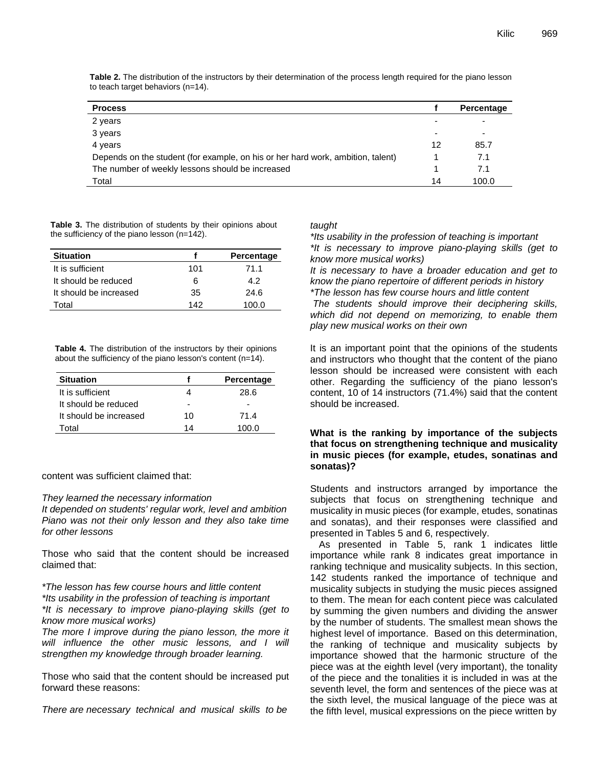**Table 2.** The distribution of the instructors by their determination of the process length required for the piano lesson to teach target behaviors (n=14).

| Process | f | Percentage |
|---|---|---|
| 2 years | - | - |
| 3 years | - | - |
| 4 years | 12 | 85.7 |
| Depends on the student (for example, on his or her hard work, ambition, talent) | 1 | 7.1 |
| The number of weekly lessons should be increased | 1 | 7.1 |
| Total | 14 | 100.0 |

**Table 3.** The distribution of students by their opinions about the sufficiency of the piano lesson (n=142).

| Situation | f | Percentage |
|---|---|---|
| It is sufficient | 101 | 71.1 |
| It should be reduced | 6 | 4.2 |
| It should be increased | 35 | 24.6 |
| Total | 142 | 100.0 |

**Table 4.** The distribution of the instructors by their opinions about the sufficiency of the piano lesson's content (n=14).

| Situation | f | Percentage |
|---|---|---|
| It is sufficient | 4 | 28.6 |
| It should be reduced | - | - |
| It should be increased | 10 | 71.4 |
| Total | 14 | 100.0 |

content was sufficient claimed that:

*They learned the necessary information*
*It depended on students' regular work, level and ambition*
*Piano was not their only lesson and they also take time for other lessons*

Those who said that the content should be increased claimed that:

*\*The lesson has few course hours and little content*
*\*Its usability in the profession of teaching is important*
*\*It is necessary to improve piano-playing skills (get to know more musical works)*
*The more I improve during the piano lesson, the more it will influence the other music lessons, and I will strengthen my knowledge through broader learning.*

Those who said that the content should be increased put forward these reasons:

*There are necessary technical and musical skills to be taught*
*\*Its usability in the profession of teaching is important*
*\*It is necessary to improve piano-playing skills (get to know more musical works)*
*It is necessary to have a broader education and get to know the piano repertoire of different periods in history*
*\*The lesson has few course hours and little content*
*The students should improve their deciphering skills, which did not depend on memorizing, to enable them play new musical works on their own*

It is an important point that the opinions of the students and instructors who thought that the content of the piano lesson should be increased were consistent with each other. Regarding the sufficiency of the piano lesson's content, 10 of 14 instructors (71.4%) said that the content should be increased.

**What is the ranking by importance of the subjects that focus on strengthening technique and musicality in music pieces (for example, etudes, sonatinas and sonatas)?**

Students and instructors arranged by importance the subjects that focus on strengthening technique and musicality in music pieces (for example, etudes, sonatinas and sonatas), and their responses were classified and presented in Tables 5 and 6, respectively.

As presented in Table 5, rank 1 indicates little importance while rank 8 indicates great importance in ranking technique and musicality subjects. In this section, 142 students ranked the importance of technique and musicality subjects in studying the music pieces assigned to them. The mean for each content piece was calculated by summing the given numbers and dividing the answer by the number of students. The smallest mean shows the highest level of importance. Based on this determination, the ranking of technique and musicality subjects by importance showed that the harmonic structure of the piece was at the eighth level (very important), the tonality of the piece and the tonalities it is included in was at the seventh level, the form and sentences of the piece was at the sixth level, the musical language of the piece was at the fifth level, musical expressions on the piece written by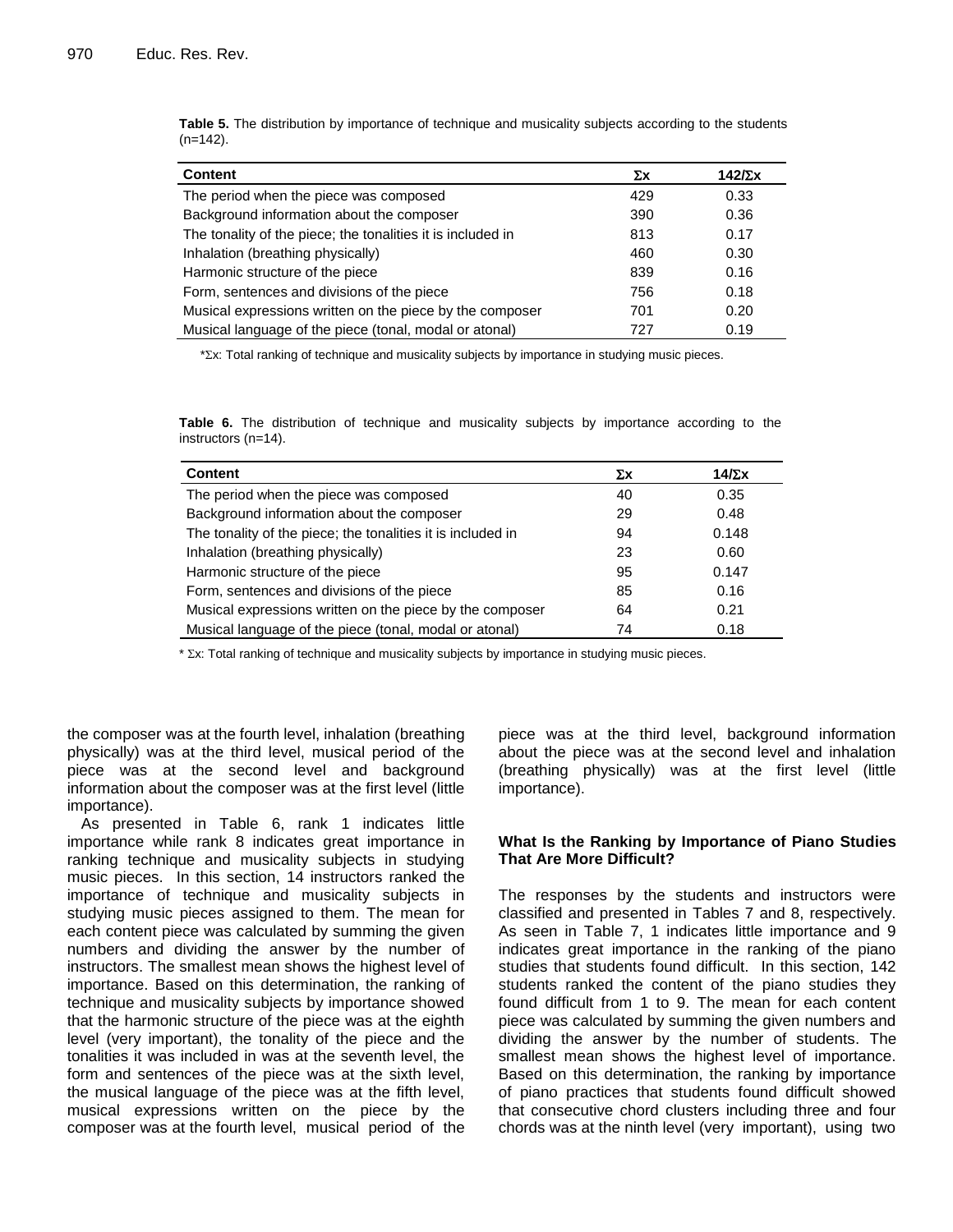**Table 5.** The distribution by importance of technique and musicality subjects according to the students (n=142).

| Content | Σx | 142/Σx |
|---|---|---|
| The period when the piece was composed | 429 | 0.33 |
| Background information about the composer | 390 | 0.36 |
| The tonality of the piece; the tonalities it is included in | 813 | 0.17 |
| Inhalation (breathing physically) | 460 | 0.30 |
| Harmonic structure of the piece | 839 | 0.16 |
| Form, sentences and divisions of the piece | 756 | 0.18 |
| Musical expressions written on the piece by the composer | 701 | 0.20 |
| Musical language of the piece (tonal, modal or atonal) | 727 | 0.19 |

*Σx: Total ranking of technique and musicality subjects by importance in studying music pieces.

**Table 6.** The distribution of technique and musicality subjects by importance according to the instructors (n=14).

| Content | Σx | 14/Σx |
|---|---|---|
| The period when the piece was composed | 40 | 0.35 |
| Background information about the composer | 29 | 0.48 |
| The tonality of the piece; the tonalities it is included in | 94 | 0.148 |
| Inhalation (breathing physically) | 23 | 0.60 |
| Harmonic structure of the piece | 95 | 0.147 |
| Form, sentences and divisions of the piece | 85 | 0.16 |
| Musical expressions written on the piece by the composer | 64 | 0.21 |
| Musical language of the piece (tonal, modal or atonal) | 74 | 0.18 |

* Σx: Total ranking of technique and musicality subjects by importance in studying music pieces.

the composer was at the fourth level, inhalation (breathing physically) was at the third level, musical period of the piece was at the second level and background information about the composer was at the first level (little importance).

As presented in Table 6, rank 1 indicates little importance while rank 8 indicates great importance in ranking technique and musicality subjects in studying music pieces. In this section, 14 instructors ranked the importance of technique and musicality subjects in studying music pieces assigned to them. The mean for each content piece was calculated by summing the given numbers and dividing the answer by the number of instructors. The smallest mean shows the highest level of importance. Based on this determination, the ranking of technique and musicality subjects by importance showed that the harmonic structure of the piece was at the eighth level (very important), the tonality of the piece and the tonalities it was included in was at the seventh level, the form and sentences of the piece was at the sixth level, the musical language of the piece was at the fifth level, musical expressions written on the piece by the composer was at the fourth level, musical period of the piece was at the third level, background information about the piece was at the second level and inhalation (breathing physically) was at the first level (little importance).

### What Is the Ranking by Importance of Piano Studies That Are More Difficult?

The responses by the students and instructors were classified and presented in Tables 7 and 8, respectively. As seen in Table 7, 1 indicates little importance and 9 indicates great importance in the ranking of the piano studies that students found difficult. In this section, 142 students ranked the content of the piano studies they found difficult from 1 to 9. The mean for each content piece was calculated by summing the given numbers and dividing the answer by the number of students. The smallest mean shows the highest level of importance. Based on this determination, the ranking by importance of piano practices that students found difficult showed that consecutive chord clusters including three and four chords was at the ninth level (very important), using two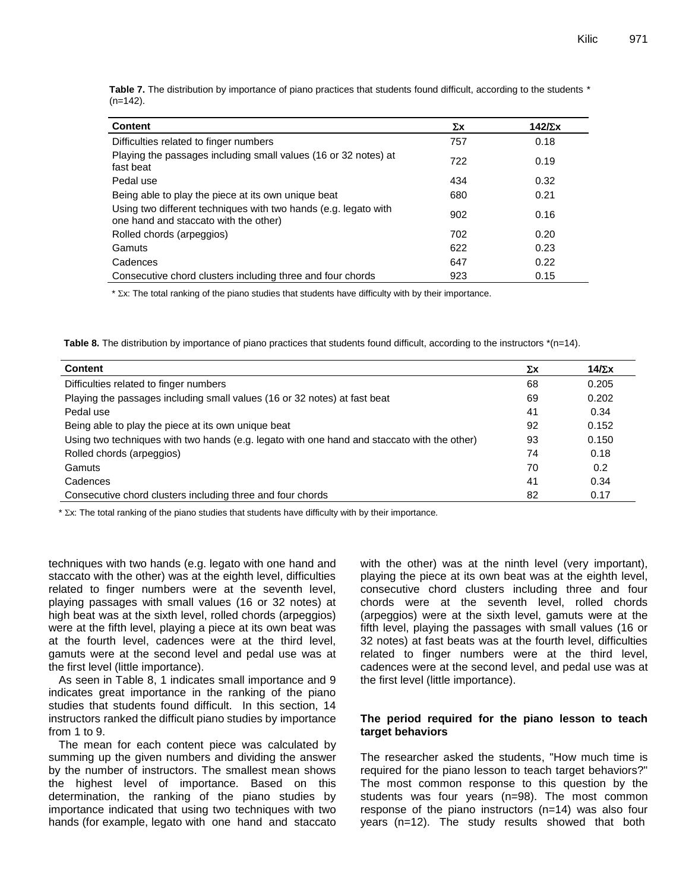**Table 7.** The distribution by importance of piano practices that students found difficult, according to the students * (n=142).

| Content | Σx | 142/Σx |
|---|---|---|
| Difficulties related to finger numbers | 757 | 0.18 |
| Playing the passages including small values (16 or 32 notes) at fast beat | 722 | 0.19 |
| Pedal use | 434 | 0.32 |
| Being able to play the piece at its own unique beat | 680 | 0.21 |
| Using two different techniques with two hands (e.g. legato with one hand and staccato with the other) | 902 | 0.16 |
| Rolled chords (arpeggios) | 702 | 0.20 |
| Gamuts | 622 | 0.23 |
| Cadences | 647 | 0.22 |
| Consecutive chord clusters including three and four chords | 923 | 0.15 |

* Σx: The total ranking of the piano studies that students have difficulty with by their importance.

**Table 8.** The distribution by importance of piano practices that students found difficult, according to the instructors *(n=14).

| Content | Σx | 14/Σx |
|---|---|---|
| Difficulties related to finger numbers | 68 | 0.205 |
| Playing the passages including small values (16 or 32 notes) at fast beat | 69 | 0.202 |
| Pedal use | 41 | 0.34 |
| Being able to play the piece at its own unique beat | 92 | 0.152 |
| Using two techniques with two hands (e.g. legato with one hand and staccato with the other) | 93 | 0.150 |
| Rolled chords (arpeggios) | 74 | 0.18 |
| Gamuts | 70 | 0.2 |
| Cadences | 41 | 0.34 |
| Consecutive chord clusters including three and four chords | 82 | 0.17 |

* Σx: The total ranking of the piano studies that students have difficulty with by their importance.

techniques with two hands (e.g. legato with one hand and staccato with the other) was at the eighth level, difficulties related to finger numbers were at the seventh level, playing passages with small values (16 or 32 notes) at high beat was at the sixth level, rolled chords (arpeggios) were at the fifth level, playing a piece at its own beat was at the fourth level, cadences were at the third level, gamuts were at the second level and pedal use was at the first level (little importance).

As seen in Table 8, 1 indicates small importance and 9 indicates great importance in the ranking of the piano studies that students found difficult. In this section, 14 instructors ranked the difficult piano studies by importance from 1 to 9.

The mean for each content piece was calculated by summing up the given numbers and dividing the answer by the number of instructors. The smallest mean shows the highest level of importance. Based on this determination, the ranking of the piano studies by importance indicated that using two techniques with two hands (for example, legato with one hand and staccato with the other) was at the ninth level (very important), playing the piece at its own beat was at the eighth level, consecutive chord clusters including three and four chords were at the seventh level, rolled chords (arpeggios) were at the sixth level, gamuts were at the fifth level, playing the passages with small values (16 or 32 notes) at fast beats was at the fourth level, difficulties related to finger numbers were at the third level, cadences were at the second level, and pedal use was at the first level (little importance).

**The period required for the piano lesson to teach target behaviors**

The researcher asked the students, "How much time is required for the piano lesson to teach target behaviors?" The most common response to this question by the students was four years (n=98). The most common response of the piano instructors (n=14) was also four years (n=12). The study results showed that both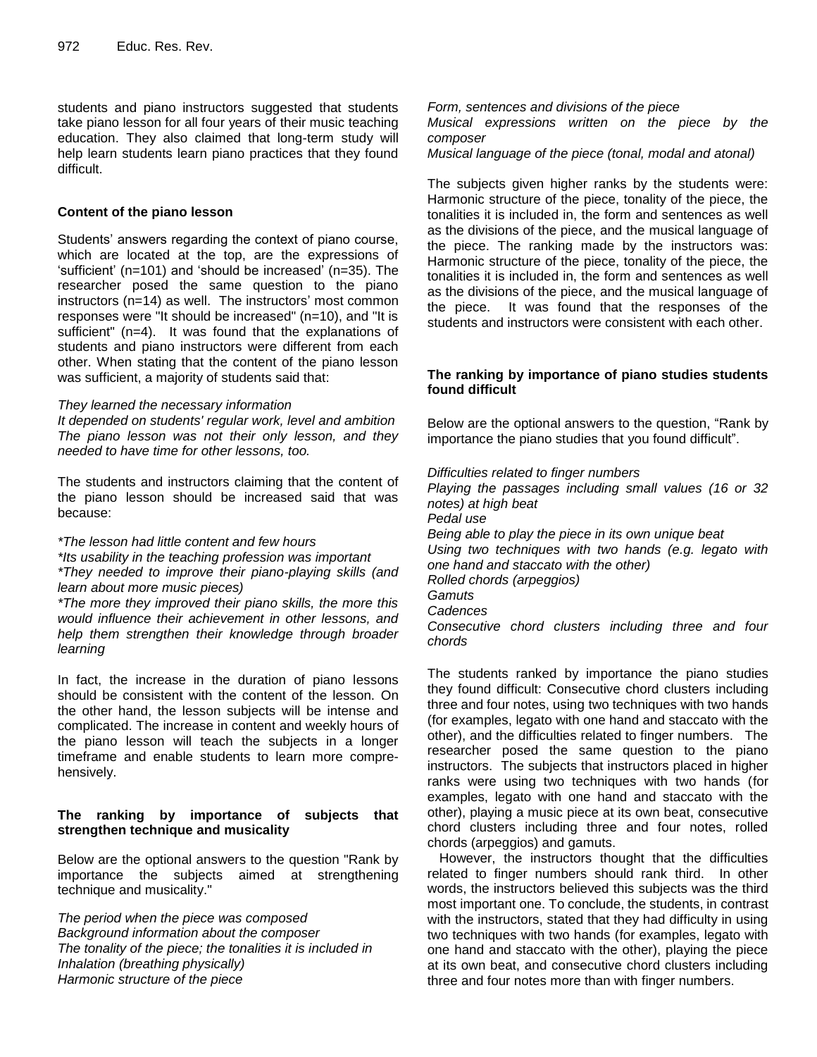students and piano instructors suggested that students take piano lesson for all four years of their music teaching education. They also claimed that long-term study will help learn students learn piano practices that they found difficult.

### Content of the piano lesson

Students' answers regarding the context of piano course, which are located at the top, are the expressions of 'sufficient' (n=101) and 'should be increased' (n=35). The researcher posed the same question to the piano instructors (n=14) as well. The instructors' most common responses were "It should be increased" (n=10), and "It is sufficient" (n=4). It was found that the explanations of students and piano instructors were different from each other. When stating that the content of the piano lesson was sufficient, a majority of students said that:

*They learned the necessary information*
*It depended on students' regular work, level and ambition*
*The piano lesson was not their only lesson, and they needed to have time for other lessons, too.*

The students and instructors claiming that the content of the piano lesson should be increased said that was because:

*\*The lesson had little content and few hours*
*\*Its usability in the teaching profession was important*
*\*They needed to improve their piano-playing skills (and learn about more music pieces)*
*\*The more they improved their piano skills, the more this would influence their achievement in other lessons, and help them strengthen their knowledge through broader learning*

In fact, the increase in the duration of piano lessons should be consistent with the content of the lesson. On the other hand, the lesson subjects will be intense and complicated. The increase in content and weekly hours of the piano lesson will teach the subjects in a longer timeframe and enable students to learn more comprehensively.

### The ranking by importance of subjects that strengthen technique and musicality

Below are the optional answers to the question "Rank by importance the subjects aimed at strengthening technique and musicality."

*The period when the piece was composed*
*Background information about the composer*
*The tonality of the piece; the tonalities it is included in*
*Inhalation (breathing physically)*
*Harmonic structure of the piece*
*Form, sentences and divisions of the piece*
*Musical expressions written on the piece by the composer*
*Musical language of the piece (tonal, modal and atonal)*

The subjects given higher ranks by the students were: Harmonic structure of the piece, tonality of the piece, the tonalities it is included in, the form and sentences as well as the divisions of the piece, and the musical language of the piece. The ranking made by the instructors was: Harmonic structure of the piece, tonality of the piece, the tonalities it is included in, the form and sentences as well as the divisions of the piece, and the musical language of the piece. It was found that the responses of the students and instructors were consistent with each other.

### The ranking by importance of piano studies students found difficult

Below are the optional answers to the question, "Rank by importance the piano studies that you found difficult".

*Difficulties related to finger numbers*
*Playing the passages including small values (16 or 32 notes) at high beat*
*Pedal use*
*Being able to play the piece in its own unique beat*
*Using two techniques with two hands (e.g. legato with one hand and staccato with the other)*
*Rolled chords (arpeggios)*
*Gamuts*
*Cadences*
*Consecutive chord clusters including three and four chords*

The students ranked by importance the piano studies they found difficult: Consecutive chord clusters including three and four notes, using two techniques with two hands (for examples, legato with one hand and staccato with the other), and the difficulties related to finger numbers. The researcher posed the same question to the piano instructors. The subjects that instructors placed in higher ranks were using two techniques with two hands (for examples, legato with one hand and staccato with the other), playing a music piece at its own beat, consecutive chord clusters including three and four notes, rolled chords (arpeggios) and gamuts.

However, the instructors thought that the difficulties related to finger numbers should rank third. In other words, the instructors believed this subjects was the third most important one. To conclude, the students, in contrast with the instructors, stated that they had difficulty in using two techniques with two hands (for examples, legato with one hand and staccato with the other), playing the piece at its own beat, and consecutive chord clusters including three and four notes more than with finger numbers.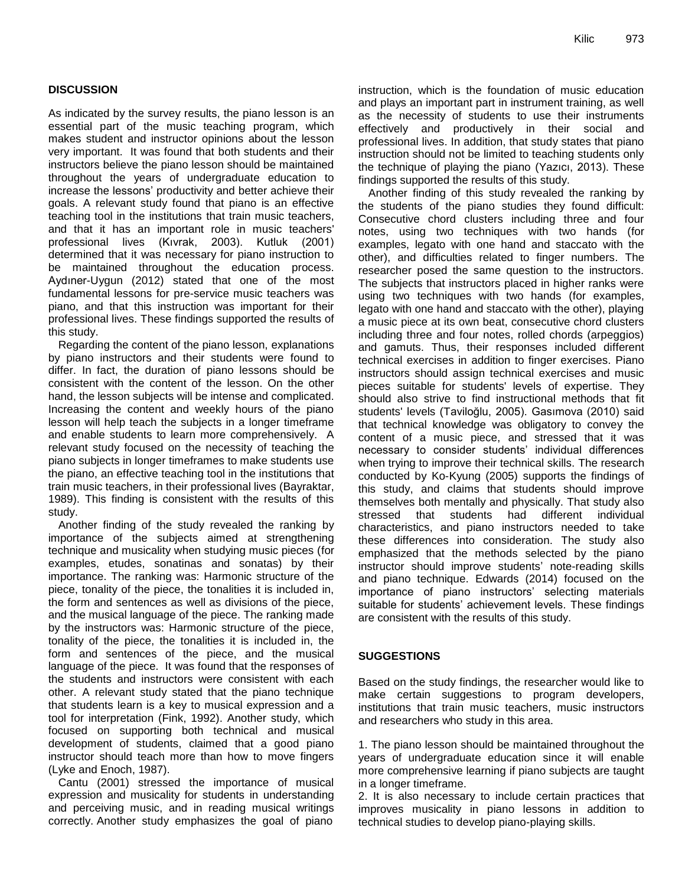## DISCUSSION

As indicated by the survey results, the piano lesson is an essential part of the music teaching program, which makes student and instructor opinions about the lesson very important. It was found that both students and their instructors believe the piano lesson should be maintained throughout the years of undergraduate education to increase the lessons' productivity and better achieve their goals. A relevant study found that piano is an effective teaching tool in the institutions that train music teachers, and that it has an important role in music teachers' professional lives (Kıvrak, 2003). Kutluk (2001) determined that it was necessary for piano instruction to be maintained throughout the education process. Aydıner-Uygun (2012) stated that one of the most fundamental lessons for pre-service music teachers was piano, and that this instruction was important for their professional lives. These findings supported the results of this study.

Regarding the content of the piano lesson, explanations by piano instructors and their students were found to differ. In fact, the duration of piano lessons should be consistent with the content of the lesson. On the other hand, the lesson subjects will be intense and complicated. Increasing the content and weekly hours of the piano lesson will help teach the subjects in a longer timeframe and enable students to learn more comprehensively. A relevant study focused on the necessity of teaching the piano subjects in longer timeframes to make students use the piano, an effective teaching tool in the institutions that train music teachers, in their professional lives (Bayraktar, 1989). This finding is consistent with the results of this study.

Another finding of the study revealed the ranking by importance of the subjects aimed at strengthening technique and musicality when studying music pieces (for examples, etudes, sonatinas and sonatas) by their importance. The ranking was: Harmonic structure of the piece, tonality of the piece, the tonalities it is included in, the form and sentences as well as divisions of the piece, and the musical language of the piece. The ranking made by the instructors was: Harmonic structure of the piece, tonality of the piece, the tonalities it is included in, the form and sentences of the piece, and the musical language of the piece. It was found that the responses of the students and instructors were consistent with each other. A relevant study stated that the piano technique that students learn is a key to musical expression and a tool for interpretation (Fink, 1992). Another study, which focused on supporting both technical and musical development of students, claimed that a good piano instructor should teach more than how to move fingers (Lyke and Enoch, 1987).

Cantu (2001) stressed the importance of musical expression and musicality for students in understanding and perceiving music, and in reading musical writings correctly. Another study emphasizes the goal of piano instruction, which is the foundation of music education and plays an important part in instrument training, as well as the necessity of students to use their instruments effectively and productively in their social and professional lives. In addition, that study states that piano instruction should not be limited to teaching students only the technique of playing the piano (Yazıcı, 2013). These findings supported the results of this study.

Another finding of this study revealed the ranking by the students of the piano studies they found difficult: Consecutive chord clusters including three and four notes, using two techniques with two hands (for examples, legato with one hand and staccato with the other), and difficulties related to finger numbers. The researcher posed the same question to the instructors. The subjects that instructors placed in higher ranks were using two techniques with two hands (for examples, legato with one hand and staccato with the other), playing a music piece at its own beat, consecutive chord clusters including three and four notes, rolled chords (arpeggios) and gamuts. Thus, their responses included different technical exercises in addition to finger exercises. Piano instructors should assign technical exercises and music pieces suitable for students' levels of expertise. They should also strive to find instructional methods that fit students' levels (Taviloğlu, 2005). Gasımova (2010) said that technical knowledge was obligatory to convey the content of a music piece, and stressed that it was necessary to consider students' individual differences when trying to improve their technical skills. The research conducted by Ko-Kyung (2005) supports the findings of this study, and claims that students should improve themselves both mentally and physically. That study also stressed that students had different individual characteristics, and piano instructors needed to take these differences into consideration. The study also emphasized that the methods selected by the piano instructor should improve students' note-reading skills and piano technique. Edwards (2014) focused on the importance of piano instructors' selecting materials suitable for students' achievement levels. These findings are consistent with the results of this study.

## SUGGESTIONS

Based on the study findings, the researcher would like to make certain suggestions to program developers, institutions that train music teachers, music instructors and researchers who study in this area.

1. The piano lesson should be maintained throughout the years of undergraduate education since it will enable more comprehensive learning if piano subjects are taught in a longer timeframe.
2. It is also necessary to include certain practices that improves musicality in piano lessons in addition to technical studies to develop piano-playing skills.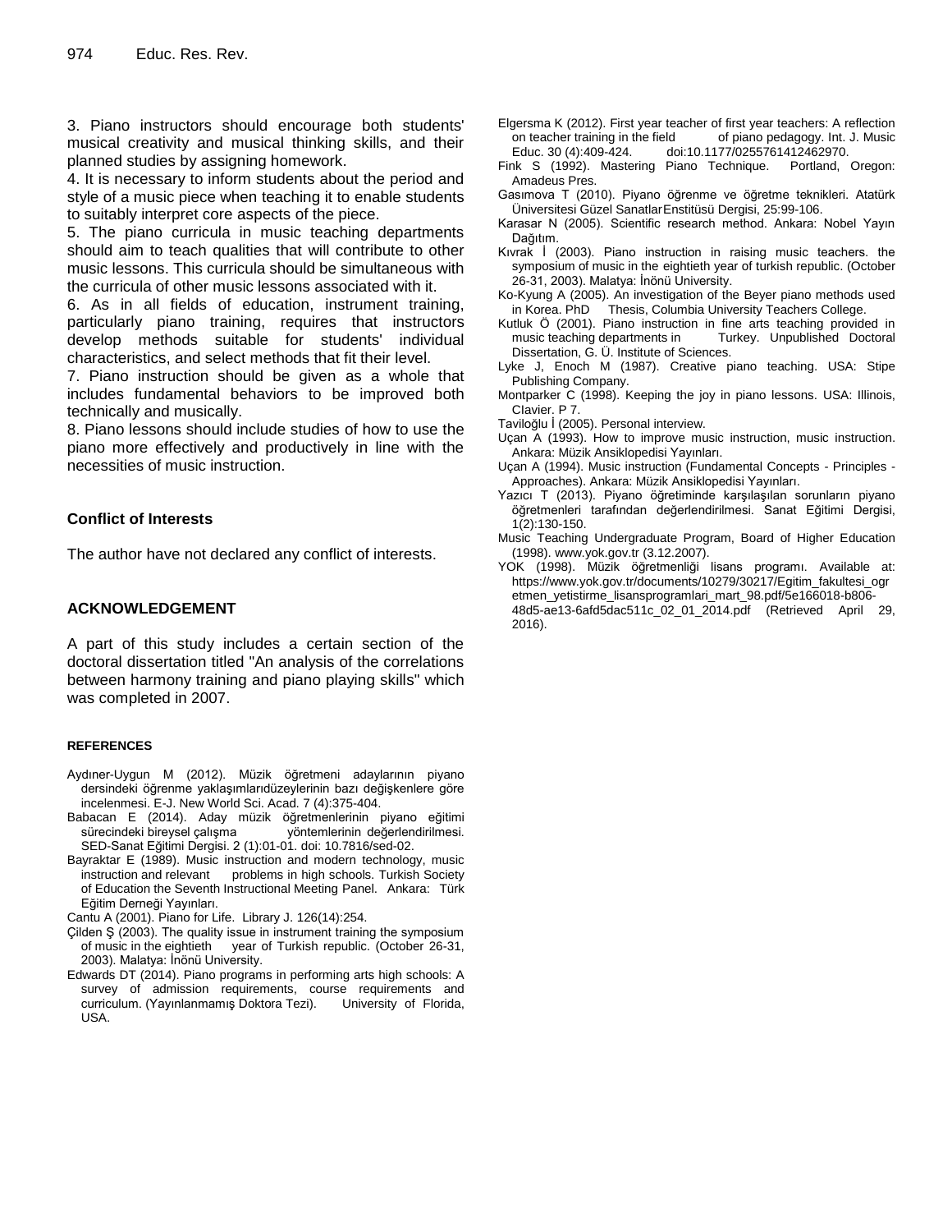3. Piano instructors should encourage both students' musical creativity and musical thinking skills, and their planned studies by assigning homework.

4. It is necessary to inform students about the period and style of a music piece when teaching it to enable students to suitably interpret core aspects of the piece.

5. The piano curricula in music teaching departments should aim to teach qualities that will contribute to other music lessons. This curricula should be simultaneous with the curricula of other music lessons associated with it.

6. As in all fields of education, instrument training, particularly piano training, requires that instructors develop methods suitable for students' individual characteristics, and select methods that fit their level.

7. Piano instruction should be given as a whole that includes fundamental behaviors to be improved both technically and musically.

8. Piano lessons should include studies of how to use the piano more effectively and productively in line with the necessities of music instruction.

## Conflict of Interests

The author have not declared any conflict of interests.

## ACKNOWLEDGEMENT

A part of this study includes a certain section of the doctoral dissertation titled "An analysis of the correlations between harmony training and piano playing skills" which was completed in 2007.

## REFERENCES

Aydıner-Uygun M (2012). Müzik öğretmeni adaylarının piyano dersindeki öğrenme yaklaşımlarıdüzeylerinin bazı değişkenlere göre incelenmesi. E-J. New World Sci. Acad. 7 (4):375-404.

Babacan E (2014). Aday müzik öğretmenlerinin piyano eğitimi sürecindeki bireysel çalışma yöntemlerinin değerlendirilmesi. SED-Sanat Eğitimi Dergisi. 2 (1):01-01. doi: 10.7816/sed-02.

Bayraktar E (1989). Music instruction and modern technology, music instruction and relevant problems in high schools. Turkish Society of Education the Seventh Instructional Meeting Panel. Ankara: Türk Eğitim Derneği Yayınları.

Cantu A (2001). Piano for Life. Library J. 126(14):254.

Çilden Ş (2003). The quality issue in instrument training the symposium of music in the eightieth year of Turkish republic. (October 26-31, 2003). Malatya: İnönü University.

Edwards DT (2014). Piano programs in performing arts high schools: A survey of admission requirements, course requirements and curriculum. (Yayınlanmamış Doktora Tezi). University of Florida, USA.

Elgersma K (2012). First year teacher of first year teachers: A reflection on teacher training in the field of piano pedagogy. Int. J. Music Educ. 30 (4):409-424. doi:10.1177/0255761412462970.

Fink S (1992). Mastering Piano Technique. Portland, Oregon: Amadeus Pres.

Gasımova T (2010). Piyano öğrenme ve öğretme teknikleri. Atatürk Üniversitesi Güzel Sanatlar Enstitüsü Dergisi, 25:99-106.

Karasar N (2005). Scientific research method. Ankara: Nobel Yayın Dağıtım.

Kıvrak İ (2003). Piano instruction in raising music teachers. the symposium of music in the eightieth year of turkish republic. (October 26-31, 2003). Malatya: İnönü University.

Ko-Kyung A (2005). An investigation of the Beyer piano methods used in Korea. PhD Thesis, Columbia University Teachers College.

Kutluk Ö (2001). Piano instruction in fine arts teaching provided in music teaching departments in Turkey. Unpublished Doctoral Dissertation, G. Ü. Institute of Sciences.

Lyke J, Enoch M (1987). Creative piano teaching. USA: Stipe Publishing Company.

Montparker C (1998). Keeping the joy in piano lessons. USA: Illinois, Clavier. P 7.

Taviloğlu İ (2005). Personal interview.

Uçan A (1993). How to improve music instruction, music instruction. Ankara: Müzik Ansiklopedisi Yayınları.

Uçan A (1994). Music instruction (Fundamental Concepts - Principles - Approaches). Ankara: Müzik Ansiklopedisi Yayınları.

Yazıcı T (2013). Piyano öğretiminde karşılaşılan sorunların piyano öğretmenleri tarafından değerlendirilmesi. Sanat Eğitimi Dergisi, 1(2):130-150.

Music Teaching Undergraduate Program, Board of Higher Education (1998). www.yok.gov.tr (3.12.2007).

YOK (1998). Müzik öğretmenliği lisans programı. Available at: https://www.yok.gov.tr/documents/10279/30217/Egitim_fakultesi_ogretmen_yetistirme_lisansprogramlari_mart_98.pdf/5e166018-b806-48d5-ae13-6afd5dac511c_02_01_2014.pdf (Retrieved April 29, 2016).